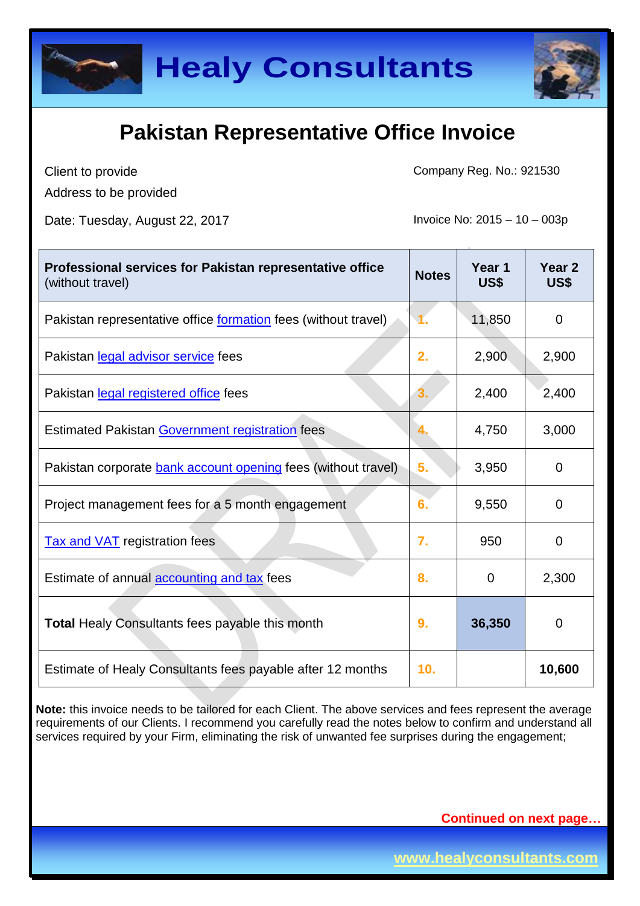# Healy Consultants

## Pakistan Representative Office Invoice

Client to provide
Address to be provided

Company Reg. No.: 921530

Date: Tuesday, August 22, 2017

Invoice No: 2015 – 10 – 003p

| **Professional services for Pakistan representative office** (without travel) | **Notes** | **Year 1 US$** | **Year 2 US$** |
|---|---|---|---|
| Pakistan representative office formation fees (without travel) | 1. | 11,850 | 0 |
| Pakistan legal advisor service fees | 2. | 2,900 | 2,900 |
| Pakistan legal registered office fees | 3. | 2,400 | 2,400 |
| Estimated Pakistan Government registration fees | 4. | 4,750 | 3,000 |
| Pakistan corporate bank account opening fees (without travel) | 5. | 3,950 | 0 |
| Project management fees for a 5 month engagement | 6. | 9,550 | 0 |
| Tax and VAT registration fees | 7. | 950 | 0 |
| Estimate of annual accounting and tax fees | 8. | 0 | 2,300 |
| **Total** Healy Consultants fees payable this month | 9. | **36,350** | 0 |
| Estimate of Healy Consultants fees payable after 12 months | 10. | | **10,600** |

**Note:** this invoice needs to be tailored for each Client. The above services and fees represent the average requirements of our Clients. I recommend you carefully read the notes below to confirm and understand all services required by your Firm, eliminating the risk of unwanted fee surprises during the engagement;

Continued on next page…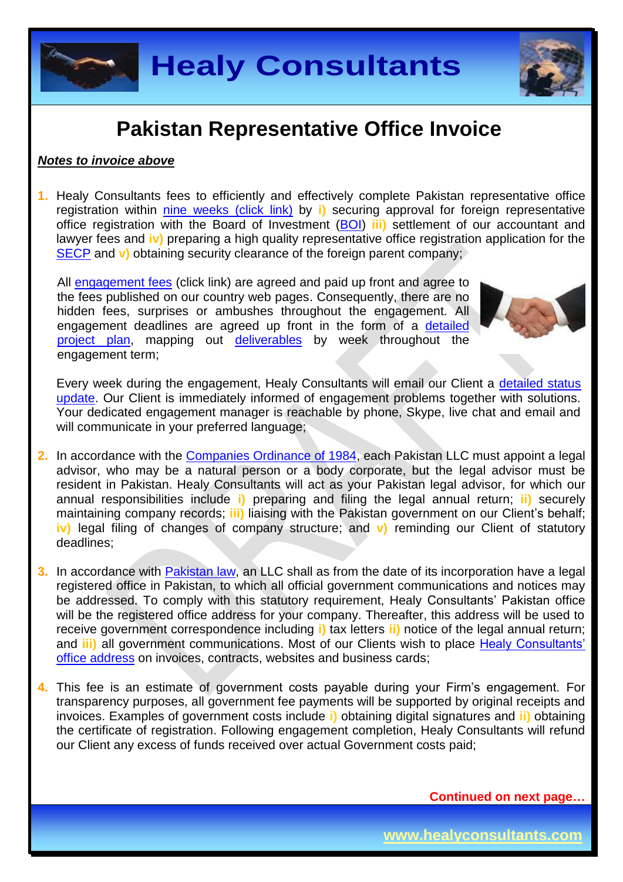# Pakistan Representative Office Invoice

***Notes to invoice above***

1. Healy Consultants fees to efficiently and effectively complete Pakistan representative office registration within nine weeks (click link) by **i)** securing approval for foreign representative office registration with the Board of Investment (BOI) **iii)** settlement of our accountant and lawyer fees and **iv)** preparing a high quality representative office registration application for the SECP and **v)** obtaining security clearance of the foreign parent company;

   All engagement fees (click link) are agreed and paid up front and agree to the fees published on our country web pages. Consequently, there are no hidden fees, surprises or ambushes throughout the engagement. All engagement deadlines are agreed up front in the form of a detailed project plan, mapping out deliverables by week throughout the engagement term;

   Every week during the engagement, Healy Consultants will email our Client a detailed status update. Our Client is immediately informed of engagement problems together with solutions. Your dedicated engagement manager is reachable by phone, Skype, live chat and email and will communicate in your preferred language;

2. In accordance with the Companies Ordinance of 1984, each Pakistan LLC must appoint a legal advisor, who may be a natural person or a body corporate, but the legal advisor must be resident in Pakistan. Healy Consultants will act as your Pakistan legal advisor, for which our annual responsibilities include **i)** preparing and filing the legal annual return; **ii)** securely maintaining company records; **iii)** liaising with the Pakistan government on our Client's behalf; **iv)** legal filing of changes of company structure; and **v)** reminding our Client of statutory deadlines;

3. In accordance with Pakistan law, an LLC shall as from the date of its incorporation have a legal registered office in Pakistan, to which all official government communications and notices may be addressed. To comply with this statutory requirement, Healy Consultants' Pakistan office will be the registered office address for your company. Thereafter, this address will be used to receive government correspondence including **i)** tax letters **ii)** notice of the legal annual return; and **iii)** all government communications. Most of our Clients wish to place Healy Consultants' office address on invoices, contracts, websites and business cards;

4. This fee is an estimate of government costs payable during your Firm's engagement. For transparency purposes, all government fee payments will be supported by original receipts and invoices. Examples of government costs include **i)** obtaining digital signatures and **ii)** obtaining the certificate of registration. Following engagement completion, Healy Consultants will refund our Client any excess of funds received over actual Government costs paid;

**Continued on next page…**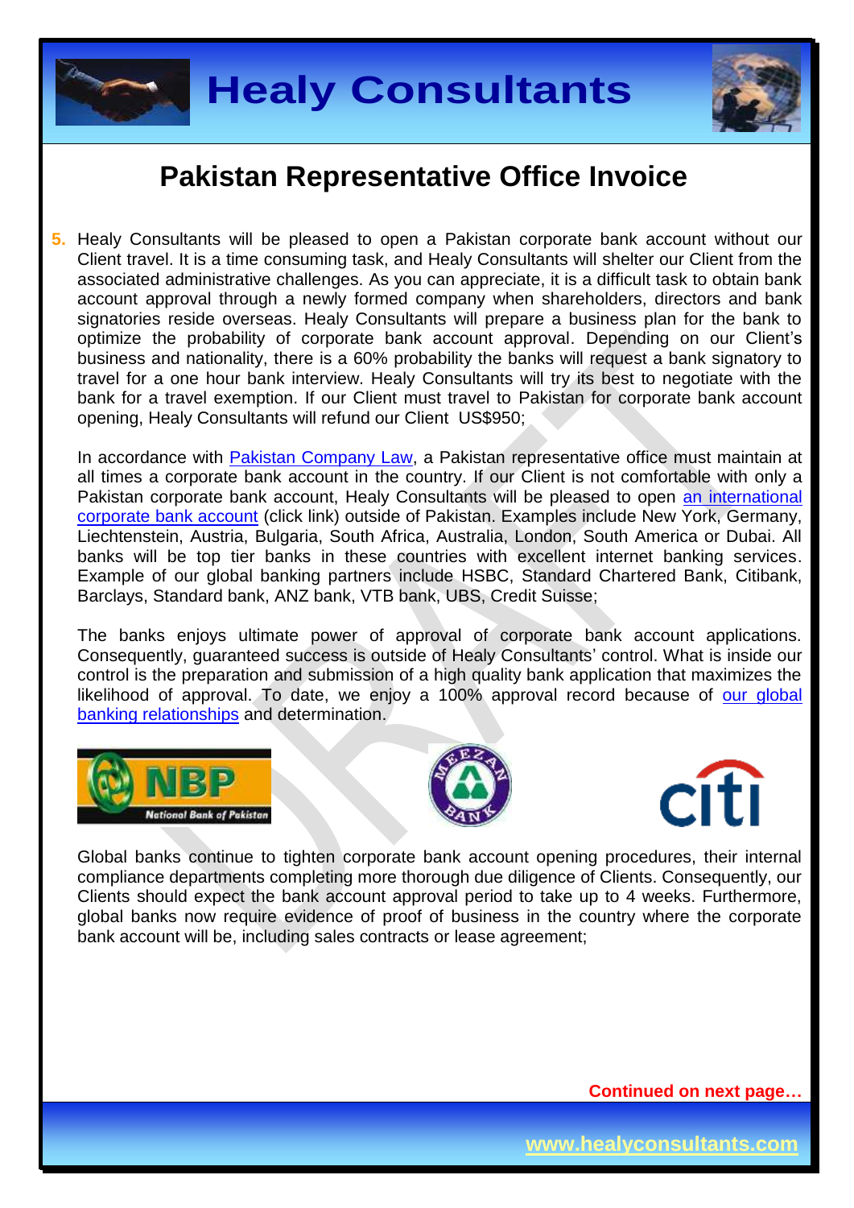# Pakistan Representative Office Invoice

5. Healy Consultants will be pleased to open a Pakistan corporate bank account without our Client travel. It is a time consuming task, and Healy Consultants will shelter our Client from the associated administrative challenges. As you can appreciate, it is a difficult task to obtain bank account approval through a newly formed company when shareholders, directors and bank signatories reside overseas. Healy Consultants will prepare a business plan for the bank to optimize the probability of corporate bank account approval. Depending on our Client's business and nationality, there is a 60% probability the banks will request a bank signatory to travel for a one hour bank interview. Healy Consultants will try its best to negotiate with the bank for a travel exemption. If our Client must travel to Pakistan for corporate bank account opening, Healy Consultants will refund our Client US$950;

   In accordance with Pakistan Company Law, a Pakistan representative office must maintain at all times a corporate bank account in the country. If our Client is not comfortable with only a Pakistan corporate bank account, Healy Consultants will be pleased to open an international corporate bank account (click link) outside of Pakistan. Examples include New York, Germany, Liechtenstein, Austria, Bulgaria, South Africa, Australia, London, South America or Dubai. All banks will be top tier banks in these countries with excellent internet banking services. Example of our global banking partners include HSBC, Standard Chartered Bank, Citibank, Barclays, Standard bank, ANZ bank, VTB bank, UBS, Credit Suisse;

   The banks enjoys ultimate power of approval of corporate bank account applications. Consequently, guaranteed success is outside of Healy Consultants' control. What is inside our control is the preparation and submission of a high quality bank application that maximizes the likelihood of approval. To date, we enjoy a 100% approval record because of our global banking relationships and determination.

   Global banks continue to tighten corporate bank account opening procedures, their internal compliance departments completing more thorough due diligence of Clients. Consequently, our Clients should expect the bank account approval period to take up to 4 weeks. Furthermore, global banks now require evidence of proof of business in the country where the corporate bank account will be, including sales contracts or lease agreement;

**Continued on next page…**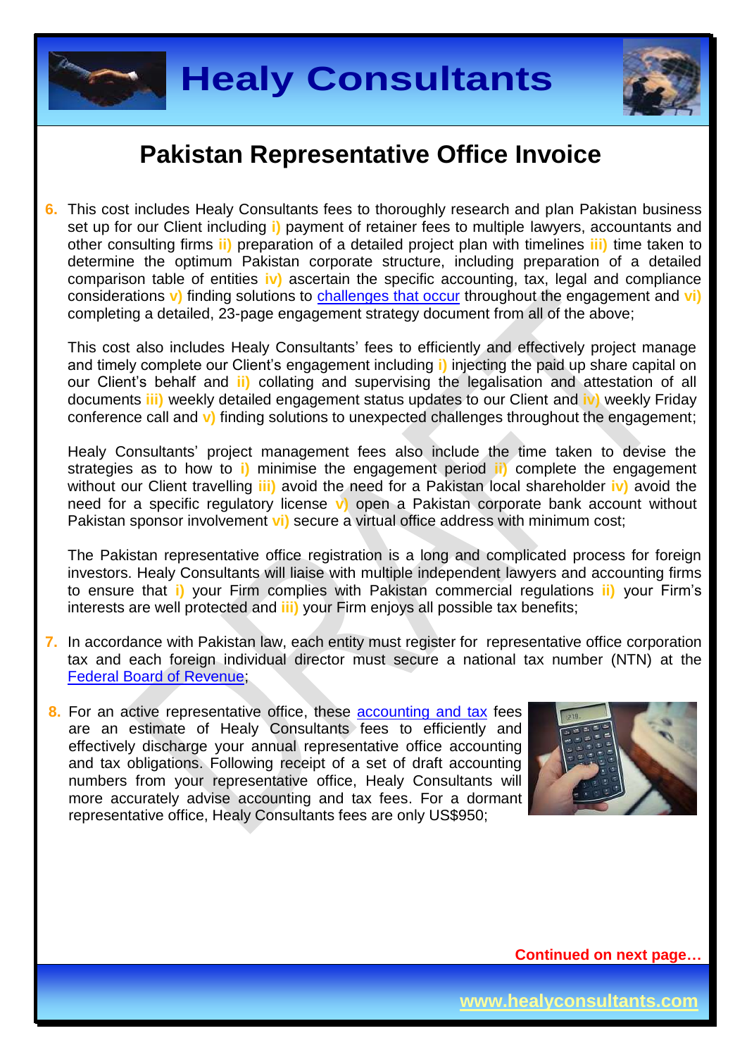# Pakistan Representative Office Invoice

6. This cost includes Healy Consultants fees to thoroughly research and plan Pakistan business set up for our Client including i) payment of retainer fees to multiple lawyers, accountants and other consulting firms ii) preparation of a detailed project plan with timelines iii) time taken to determine the optimum Pakistan corporate structure, including preparation of a detailed comparison table of entities iv) ascertain the specific accounting, tax, legal and compliance considerations v) finding solutions to challenges that occur throughout the engagement and vi) completing a detailed, 23-page engagement strategy document from all of the above;

   This cost also includes Healy Consultants' fees to efficiently and effectively project manage and timely complete our Client's engagement including i) injecting the paid up share capital on our Client's behalf and ii) collating and supervising the legalisation and attestation of all documents iii) weekly detailed engagement status updates to our Client and iv) weekly Friday conference call and v) finding solutions to unexpected challenges throughout the engagement;

   Healy Consultants' project management fees also include the time taken to devise the strategies as to how to i) minimise the engagement period ii) complete the engagement without our Client travelling iii) avoid the need for a Pakistan local shareholder iv) avoid the need for a specific regulatory license v) open a Pakistan corporate bank account without Pakistan sponsor involvement vi) secure a virtual office address with minimum cost;

   The Pakistan representative office registration is a long and complicated process for foreign investors. Healy Consultants will liaise with multiple independent lawyers and accounting firms to ensure that i) your Firm complies with Pakistan commercial regulations ii) your Firm's interests are well protected and iii) your Firm enjoys all possible tax benefits;

7. In accordance with Pakistan law, each entity must register for representative office corporation tax and each foreign individual director must secure a national tax number (NTN) at the Federal Board of Revenue;

8. For an active representative office, these accounting and tax fees are an estimate of Healy Consultants fees to efficiently and effectively discharge your annual representative office accounting and tax obligations. Following receipt of a set of draft accounting numbers from your representative office, Healy Consultants will more accurately advise accounting and tax fees. For a dormant representative office, Healy Consultants fees are only US$950;

**Continued on next page…**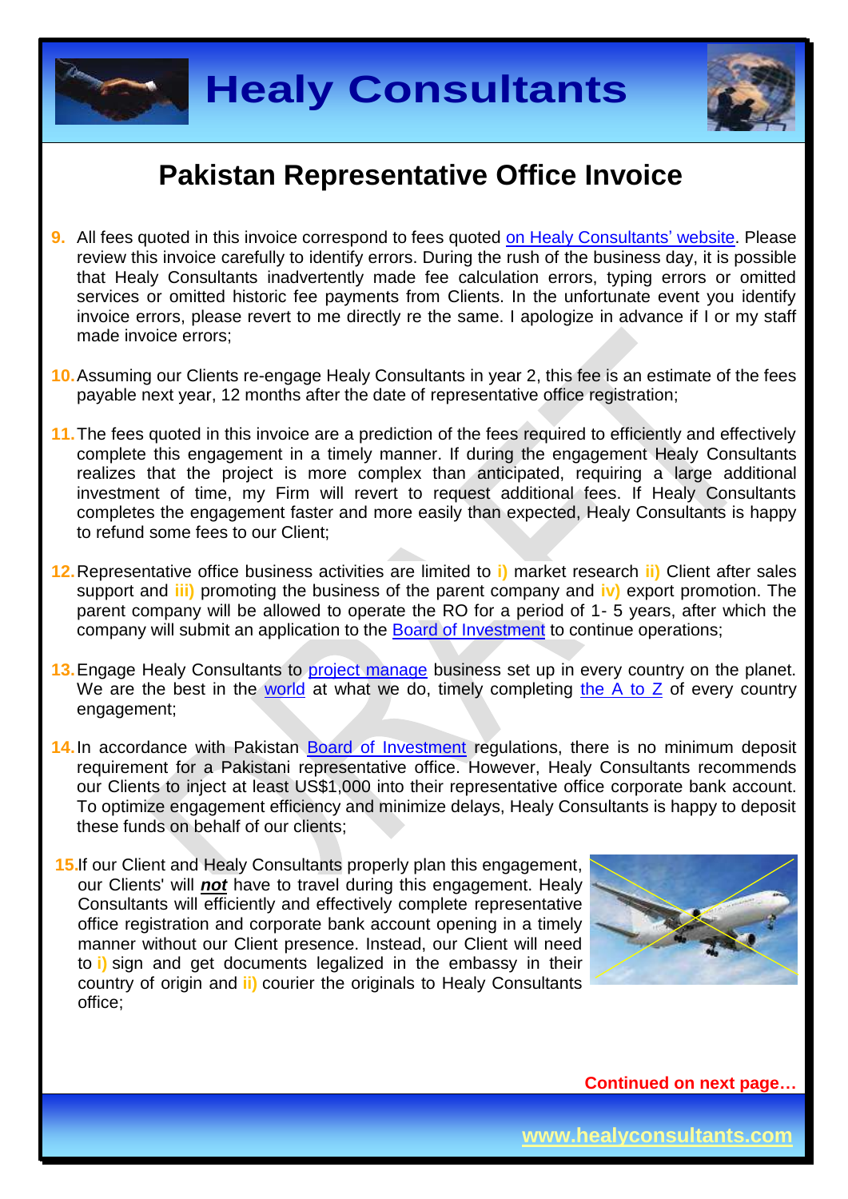# Pakistan Representative Office Invoice

9. All fees quoted in this invoice correspond to fees quoted on Healy Consultants' website. Please review this invoice carefully to identify errors. During the rush of the business day, it is possible that Healy Consultants inadvertently made fee calculation errors, typing errors or omitted services or omitted historic fee payments from Clients. In the unfortunate event you identify invoice errors, please revert to me directly re the same. I apologize in advance if I or my staff made invoice errors;

10. Assuming our Clients re-engage Healy Consultants in year 2, this fee is an estimate of the fees payable next year, 12 months after the date of representative office registration;

11. The fees quoted in this invoice are a prediction of the fees required to efficiently and effectively complete this engagement in a timely manner. If during the engagement Healy Consultants realizes that the project is more complex than anticipated, requiring a large additional investment of time, my Firm will revert to request additional fees. If Healy Consultants completes the engagement faster and more easily than expected, Healy Consultants is happy to refund some fees to our Client;

12. Representative office business activities are limited to **i)** market research **ii)** Client after sales support and **iii)** promoting the business of the parent company and **iv)** export promotion. The parent company will be allowed to operate the RO for a period of 1- 5 years, after which the company will submit an application to the Board of Investment to continue operations;

13. Engage Healy Consultants to project manage business set up in every country on the planet. We are the best in the world at what we do, timely completing the A to Z of every country engagement;

14. In accordance with Pakistan Board of Investment regulations, there is no minimum deposit requirement for a Pakistani representative office. However, Healy Consultants recommends our Clients to inject at least US$1,000 into their representative office corporate bank account. To optimize engagement efficiency and minimize delays, Healy Consultants is happy to deposit these funds on behalf of our clients;

15. If our Client and Healy Consultants properly plan this engagement, our Clients' will ***not*** have to travel during this engagement. Healy Consultants will efficiently and effectively complete representative office registration and corporate bank account opening in a timely manner without our Client presence. Instead, our Client will need to **i)** sign and get documents legalized in the embassy in their country of origin and **ii)** courier the originals to Healy Consultants office;

**Continued on next page…**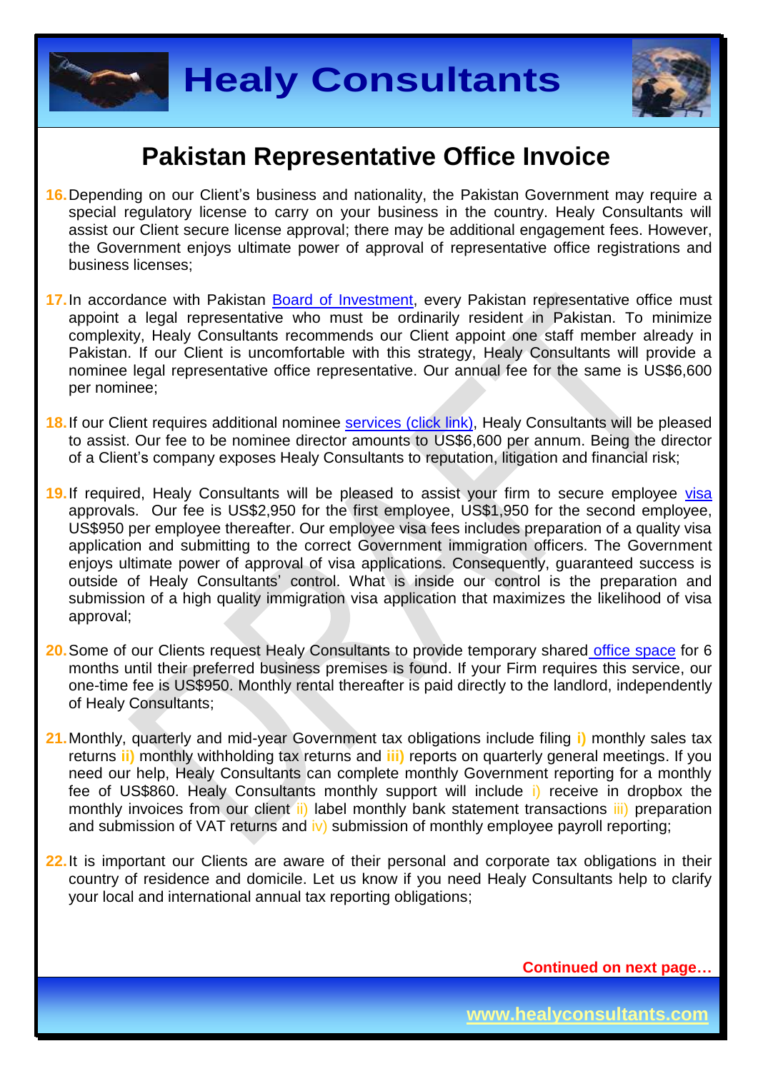# Pakistan Representative Office Invoice

16. Depending on our Client's business and nationality, the Pakistan Government may require a special regulatory license to carry on your business in the country. Healy Consultants will assist our Client secure license approval; there may be additional engagement fees. However, the Government enjoys ultimate power of approval of representative office registrations and business licenses;

17. In accordance with Pakistan Board of Investment, every Pakistan representative office must appoint a legal representative who must be ordinarily resident in Pakistan. To minimize complexity, Healy Consultants recommends our Client appoint one staff member already in Pakistan. If our Client is uncomfortable with this strategy, Healy Consultants will provide a nominee legal representative office representative. Our annual fee for the same is US$6,600 per nominee;

18. If our Client requires additional nominee services (click link), Healy Consultants will be pleased to assist. Our fee to be nominee director amounts to US$6,600 per annum. Being the director of a Client's company exposes Healy Consultants to reputation, litigation and financial risk;

19. If required, Healy Consultants will be pleased to assist your firm to secure employee visa approvals. Our fee is US$2,950 for the first employee, US$1,950 for the second employee, US$950 per employee thereafter. Our employee visa fees includes preparation of a quality visa application and submitting to the correct Government immigration officers. The Government enjoys ultimate power of approval of visa applications. Consequently, guaranteed success is outside of Healy Consultants' control. What is inside our control is the preparation and submission of a high quality immigration visa application that maximizes the likelihood of visa approval;

20. Some of our Clients request Healy Consultants to provide temporary shared office space for 6 months until their preferred business premises is found. If your Firm requires this service, our one-time fee is US$950. Monthly rental thereafter is paid directly to the landlord, independently of Healy Consultants;

21. Monthly, quarterly and mid-year Government tax obligations include filing **i)** monthly sales tax returns **ii)** monthly withholding tax returns and **iii)** reports on quarterly general meetings. If you need our help, Healy Consultants can complete monthly Government reporting for a monthly fee of US$860. Healy Consultants monthly support will include i) receive in dropbox the monthly invoices from our client ii) label monthly bank statement transactions iii) preparation and submission of VAT returns and iv) submission of monthly employee payroll reporting;

22. It is important our Clients are aware of their personal and corporate tax obligations in their country of residence and domicile. Let us know if you need Healy Consultants help to clarify your local and international annual tax reporting obligations;

**Continued on next page…**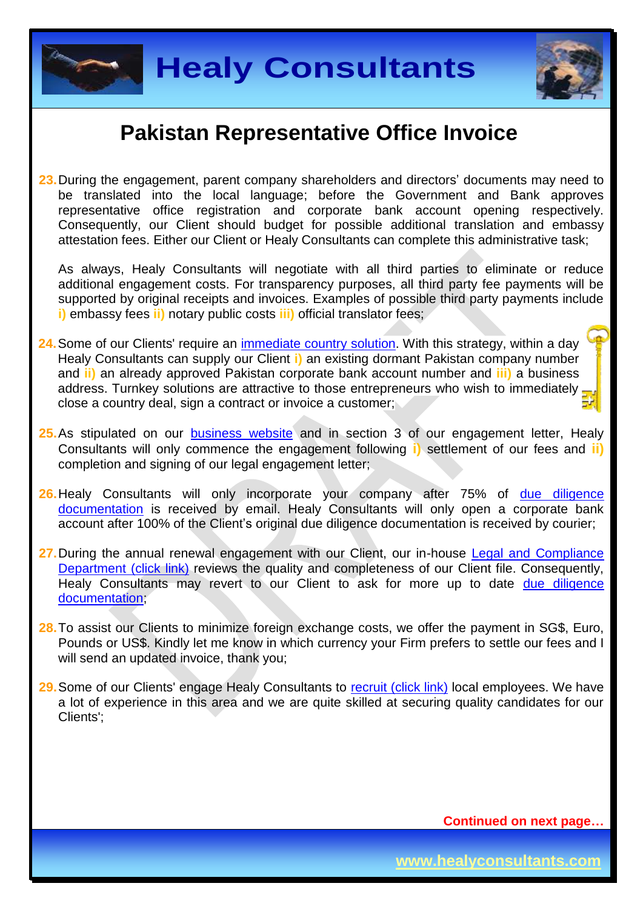## Pakistan Representative Office Invoice

23. During the engagement, parent company shareholders and directors' documents may need to be translated into the local language; before the Government and Bank approves representative office registration and corporate bank account opening respectively. Consequently, our Client should budget for possible additional translation and embassy attestation fees. Either our Client or Healy Consultants can complete this administrative task;

    As always, Healy Consultants will negotiate with all third parties to eliminate or reduce additional engagement costs. For transparency purposes, all third party fee payments will be supported by original receipts and invoices. Examples of possible third party payments include **i)** embassy fees **ii)** notary public costs **iii)** official translator fees;

24. Some of our Clients' require an [immediate country solution](). With this strategy, within a day Healy Consultants can supply our Client **i)** an existing dormant Pakistan company number and **ii)** an already approved Pakistan corporate bank account number and **iii)** a business address. Turnkey solutions are attractive to those entrepreneurs who wish to immediately close a country deal, sign a contract or invoice a customer;

25. As stipulated on our [business website]() and in section 3 of our engagement letter, Healy Consultants will only commence the engagement following **i)** settlement of our fees and **ii)** completion and signing of our legal engagement letter;

26. Healy Consultants will only incorporate your company after 75% of [due diligence documentation]() is received by email. Healy Consultants will only open a corporate bank account after 100% of the Client's original due diligence documentation is received by courier;

27. During the annual renewal engagement with our Client, our in-house [Legal and Compliance Department (click link)]() reviews the quality and completeness of our Client file. Consequently, Healy Consultants may revert to our Client to ask for more up to date [due diligence documentation]();

28. To assist our Clients to minimize foreign exchange costs, we offer the payment in SG$, Euro, Pounds or US$. Kindly let me know in which currency your Firm prefers to settle our fees and I will send an updated invoice, thank you;

29. Some of our Clients' engage Healy Consultants to [recruit (click link)]() local employees. We have a lot of experience in this area and we are quite skilled at securing quality candidates for our Clients';

**Continued on next page…**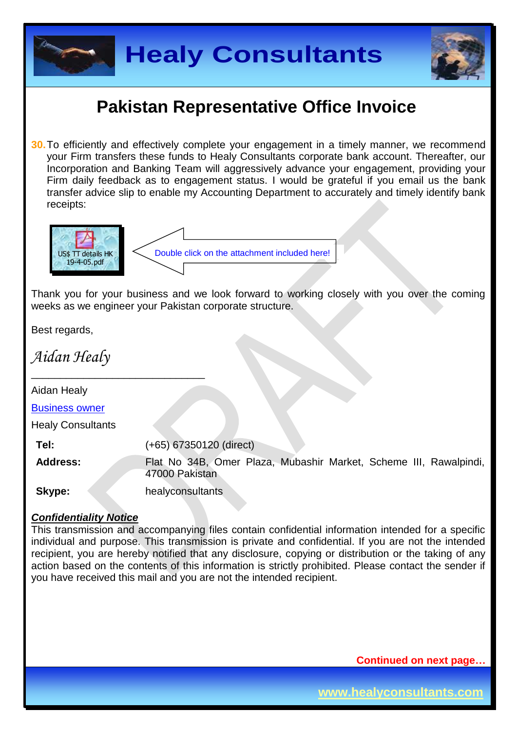## Pakistan Representative Office Invoice

30. To efficiently and effectively complete your engagement in a timely manner, we recommend your Firm transfers these funds to Healy Consultants corporate bank account. Thereafter, our Incorporation and Banking Team will aggressively advance your engagement, providing your Firm daily feedback as to engagement status. I would be grateful if you email us the bank transfer advice slip to enable my Accounting Department to accurately and timely identify bank receipts:

US$ TT details HK 19-4-05.pdf

Double click on the attachment included here!

Thank you for your business and we look forward to working closely with you over the coming weeks as we engineer your Pakistan corporate structure.

Best regards,

*Aidan Healy*

\_\_\_\_\_\_\_\_\_\_\_\_\_\_\_\_\_\_\_\_\_\_\_\_\_\_\_\_\_\_

Aidan Healy

Business owner

Healy Consultants

| | |
|---|---|
| **Tel:** | (+65) 67350120 (direct) |
| **Address:** | Flat No 34B, Omer Plaza, Mubashir Market, Scheme III, Rawalpindi, 47000 Pakistan |
| **Skype:** | healyconsultants |

***Confidentiality Notice***

This transmission and accompanying files contain confidential information intended for a specific individual and purpose. This transmission is private and confidential. If you are not the intended recipient, you are hereby notified that any disclosure, copying or distribution or the taking of any action based on the contents of this information is strictly prohibited. Please contact the sender if you have received this mail and you are not the intended recipient.

**Continued on next page…**